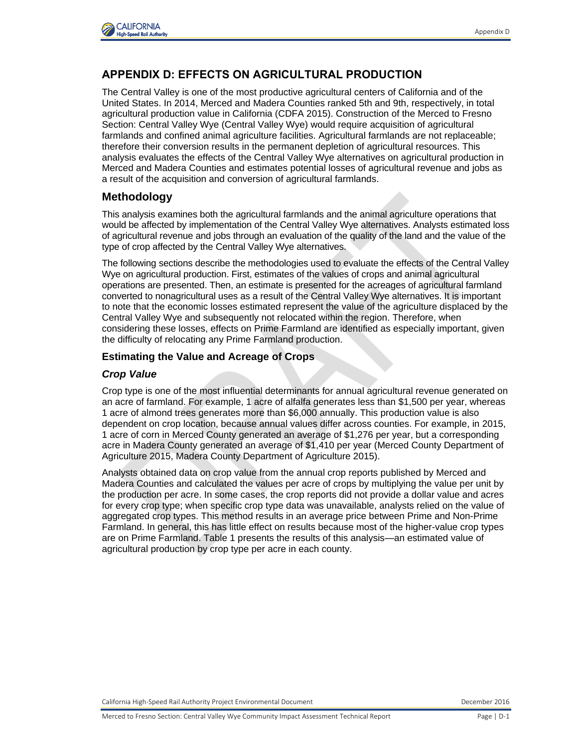# APPENDIX D: EFFECTS ON AGRICULTURAL PRODUCTION

The Central Valley is one of the most productive agricultural centers of California and of the United States. In 2014, Merced and Madera Counties ranked 5th and 9th, respectively, in total agricultural production value in California (CDFA 2015). Construction of the Merced to Fresno Section: Central Valley Wye (Central Valley Wye) would require acquisition of agricultural farmlands and confined animal agriculture facilities. Agricultural farmlands are not replaceable; therefore their conversion results in the permanent depletion of agricultural resources. This analysis evaluates the effects of the Central Valley Wye alternatives on agricultural production in Merced and Madera Counties and estimates potential losses of agricultural revenue and jobs as a result of the acquisition and conversion of agricultural farmlands.

## Methodology

This analysis examines both the agricultural farmlands and the animal agriculture operations that would be affected by implementation of the Central Valley Wye alternatives. Analysts estimated loss of agricultural revenue and jobs through an evaluation of the quality of the land and the value of the type of crop affected by the Central Valley Wye alternatives.

The following sections describe the methodologies used to evaluate the effects of the Central Valley Wye on agricultural production. First, estimates of the values of crops and animal agricultural operations are presented. Then, an estimate is presented for the acreages of agricultural farmland converted to nonagricultural uses as a result of the Central Valley Wye alternatives. It is important to note that the economic losses estimated represent the value of the agriculture displaced by the Central Valley Wye and subsequently not relocated within the region. Therefore, when considering these losses, effects on Prime Farmland are identified as especially important, given the difficulty of relocating any Prime Farmland production.

### Estimating the Value and Acreage of Crops

#### *Crop Value*

Crop type is one of the most influential determinants for annual agricultural revenue generated on an acre of farmland. For example, 1 acre of alfalfa generates less than $1,500 per year, whereas 1 acre of almond trees generates more than $6,000 annually. This production value is also dependent on crop location, because annual values differ across counties. For example, in 2015, 1 acre of corn in Merced County generated an average of $1,276 per year, but a corresponding acre in Madera County generated an average of $1,410 per year (Merced County Department of Agriculture 2015, Madera County Department of Agriculture 2015).

Analysts obtained data on crop value from the annual crop reports published by Merced and Madera Counties and calculated the values per acre of crops by multiplying the value per unit by the production per acre. In some cases, the crop reports did not provide a dollar value and acres for every crop type; when specific crop type data was unavailable, analysts relied on the value of aggregated crop types. This method results in an average price between Prime and Non-Prime Farmland. In general, this has little effect on results because most of the higher-value crop types are on Prime Farmland. Table 1 presents the results of this analysis—an estimated value of agricultural production by crop type per acre in each county.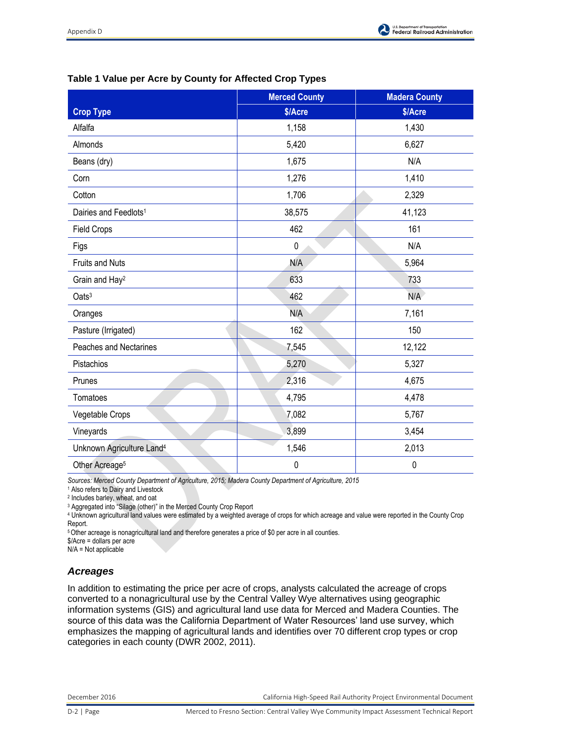**Table 1 Value per Acre by County for Affected Crop Types**

| Crop Type | Merced County $/Acre | Madera County $/Acre |
|---|---|---|
| Alfalfa | 1,158 | 1,430 |
| Almonds | 5,420 | 6,627 |
| Beans (dry) | 1,675 | N/A |
| Corn | 1,276 | 1,410 |
| Cotton | 1,706 | 2,329 |
| Dairies and Feedlots[1] | 38,575 | 41,123 |
| Field Crops | 462 | 161 |
| Figs | 0 | N/A |
| Fruits and Nuts | N/A | 5,964 |
| Grain and Hay[2] | 633 | 733 |
| Oats[3] | 462 | N/A |
| Oranges | N/A | 7,161 |
| Pasture (Irrigated) | 162 | 150 |
| Peaches and Nectarines | 7,545 | 12,122 |
| Pistachios | 5,270 | 5,327 |
| Prunes | 2,316 | 4,675 |
| Tomatoes | 4,795 | 4,478 |
| Vegetable Crops | 7,082 | 5,767 |
| Vineyards | 3,899 | 3,454 |
| Unknown Agriculture Land[4] | 1,546 | 2,013 |
| Other Acreage[5] | 0 | 0 |

*Sources: Merced County Department of Agriculture, 2015; Madera County Department of Agriculture, 2015*

[1] Also refers to Dairy and Livestock
[2] Includes barley, wheat, and oat
[3] Aggregated into "Silage (other)" in the Merced County Crop Report
[4] Unknown agricultural land values were estimated by a weighted average of crops for which acreage and value were reported in the County Crop Report.
[5] Other acreage is nonagricultural land and therefore generates a price of $0 per acre in all counties.
$/Acre = dollars per acre
N/A = Not applicable

### *Acreages*

In addition to estimating the price per acre of crops, analysts calculated the acreage of crops converted to a nonagricultural use by the Central Valley Wye alternatives using geographic information systems (GIS) and agricultural land use data for Merced and Madera Counties. The source of this data was the California Department of Water Resources' land use survey, which emphasizes the mapping of agricultural lands and identifies over 70 different crop types or crop categories in each county (DWR 2002, 2011).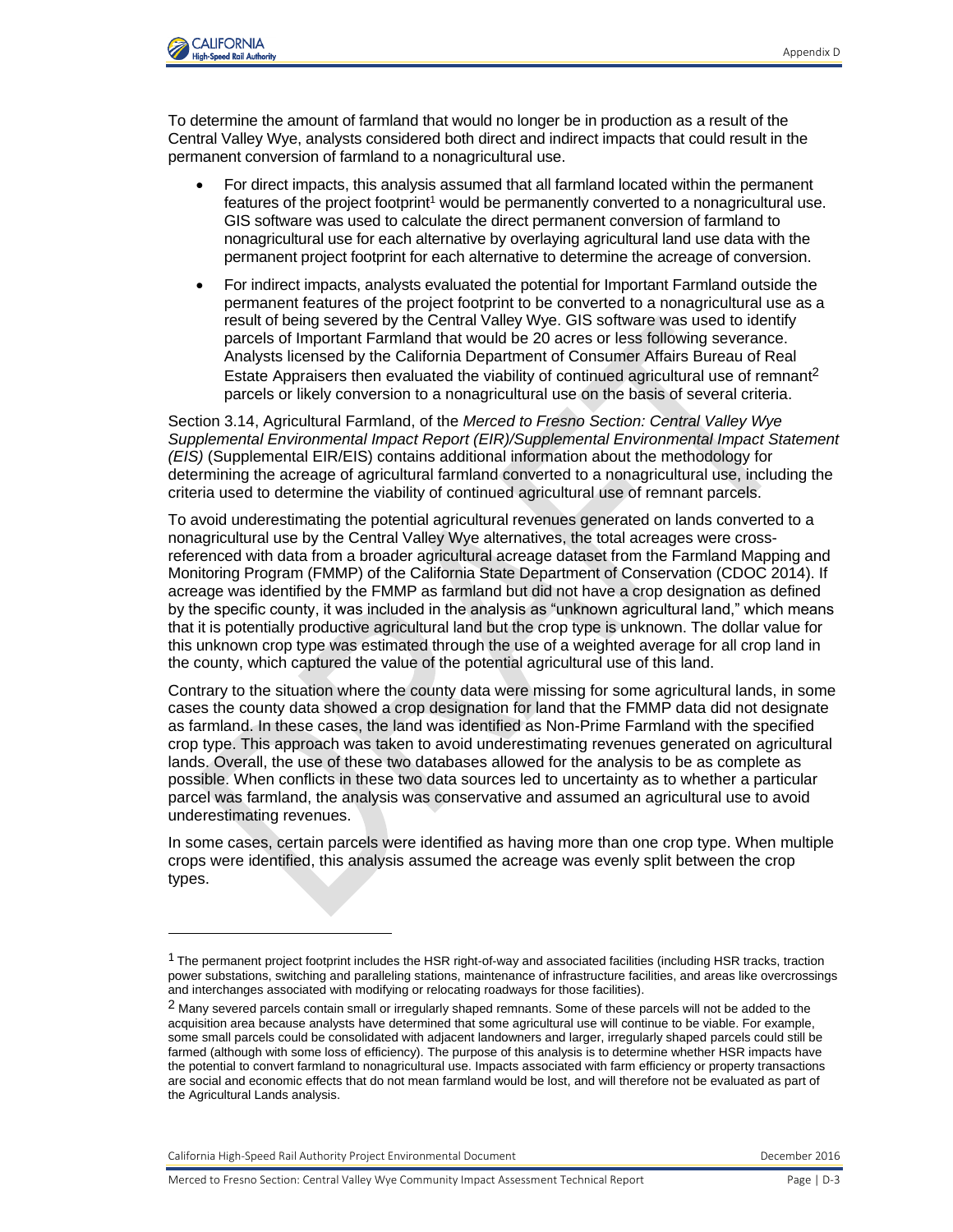To determine the amount of farmland that would no longer be in production as a result of the Central Valley Wye, analysts considered both direct and indirect impacts that could result in the permanent conversion of farmland to a nonagricultural use.

- For direct impacts, this analysis assumed that all farmland located within the permanent features of the project footprint[1] would be permanently converted to a nonagricultural use. GIS software was used to calculate the direct permanent conversion of farmland to nonagricultural use for each alternative by overlaying agricultural land use data with the permanent project footprint for each alternative to determine the acreage of conversion.
- For indirect impacts, analysts evaluated the potential for Important Farmland outside the permanent features of the project footprint to be converted to a nonagricultural use as a result of being severed by the Central Valley Wye. GIS software was used to identify parcels of Important Farmland that would be 20 acres or less following severance. Analysts licensed by the California Department of Consumer Affairs Bureau of Real Estate Appraisers then evaluated the viability of continued agricultural use of remnant[2] parcels or likely conversion to a nonagricultural use on the basis of several criteria.

Section 3.14, Agricultural Farmland, of the *Merced to Fresno Section: Central Valley Wye Supplemental Environmental Impact Report (EIR)/Supplemental Environmental Impact Statement (EIS)* (Supplemental EIR/EIS) contains additional information about the methodology for determining the acreage of agricultural farmland converted to a nonagricultural use, including the criteria used to determine the viability of continued agricultural use of remnant parcels.

To avoid underestimating the potential agricultural revenues generated on lands converted to a nonagricultural use by the Central Valley Wye alternatives, the total acreages were cross-referenced with data from a broader agricultural acreage dataset from the Farmland Mapping and Monitoring Program (FMMP) of the California State Department of Conservation (CDOC 2014). If acreage was identified by the FMMP as farmland but did not have a crop designation as defined by the specific county, it was included in the analysis as "unknown agricultural land," which means that it is potentially productive agricultural land but the crop type is unknown. The dollar value for this unknown crop type was estimated through the use of a weighted average for all crop land in the county, which captured the value of the potential agricultural use of this land.

Contrary to the situation where the county data were missing for some agricultural lands, in some cases the county data showed a crop designation for land that the FMMP data did not designate as farmland. In these cases, the land was identified as Non-Prime Farmland with the specified crop type. This approach was taken to avoid underestimating revenues generated on agricultural lands. Overall, the use of these two databases allowed for the analysis to be as complete as possible. When conflicts in these two data sources led to uncertainty as to whether a particular parcel was farmland, the analysis was conservative and assumed an agricultural use to avoid underestimating revenues.

In some cases, certain parcels were identified as having more than one crop type. When multiple crops were identified, this analysis assumed the acreage was evenly split between the crop types.

---

[1] The permanent project footprint includes the HSR right-of-way and associated facilities (including HSR tracks, traction power substations, switching and paralleling stations, maintenance of infrastructure facilities, and areas like overcrossings and interchanges associated with modifying or relocating roadways for those facilities).

[2] Many severed parcels contain small or irregularly shaped remnants. Some of these parcels will not be added to the acquisition area because analysts have determined that some agricultural use will continue to be viable. For example, some small parcels could be consolidated with adjacent landowners and larger, irregularly shaped parcels could still be farmed (although with some loss of efficiency). The purpose of this analysis is to determine whether HSR impacts have the potential to convert farmland to nonagricultural use. Impacts associated with farm efficiency or property transactions are social and economic effects that do not mean farmland would be lost, and will therefore not be evaluated as part of the Agricultural Lands analysis.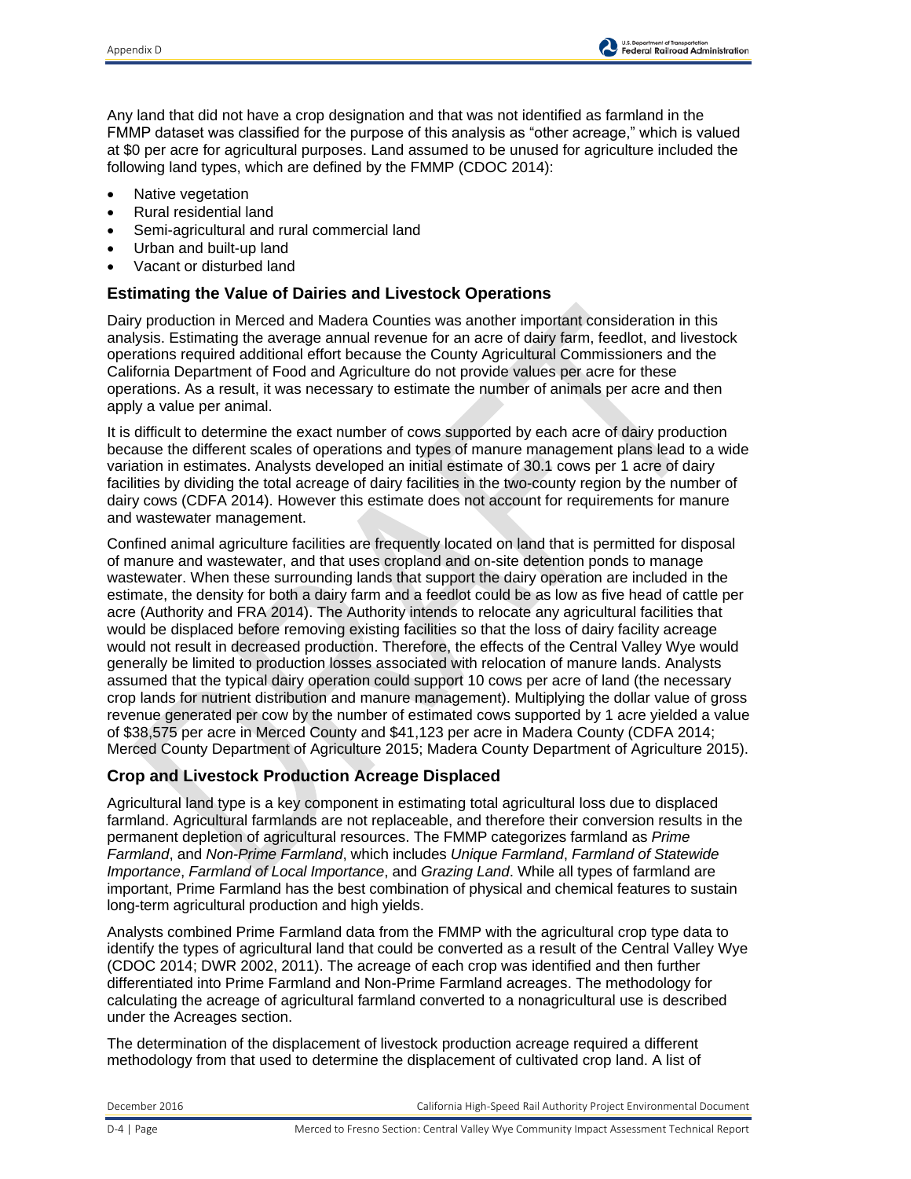Any land that did not have a crop designation and that was not identified as farmland in the FMMP dataset was classified for the purpose of this analysis as "other acreage," which is valued at $0 per acre for agricultural purposes. Land assumed to be unused for agriculture included the following land types, which are defined by the FMMP (CDOC 2014):

- Native vegetation
- Rural residential land
- Semi-agricultural and rural commercial land
- Urban and built-up land
- Vacant or disturbed land

### Estimating the Value of Dairies and Livestock Operations

Dairy production in Merced and Madera Counties was another important consideration in this analysis. Estimating the average annual revenue for an acre of dairy farm, feedlot, and livestock operations required additional effort because the County Agricultural Commissioners and the California Department of Food and Agriculture do not provide values per acre for these operations. As a result, it was necessary to estimate the number of animals per acre and then apply a value per animal.

It is difficult to determine the exact number of cows supported by each acre of dairy production because the different scales of operations and types of manure management plans lead to a wide variation in estimates. Analysts developed an initial estimate of 30.1 cows per 1 acre of dairy facilities by dividing the total acreage of dairy facilities in the two-county region by the number of dairy cows (CDFA 2014). However this estimate does not account for requirements for manure and wastewater management.

Confined animal agriculture facilities are frequently located on land that is permitted for disposal of manure and wastewater, and that uses cropland and on-site detention ponds to manage wastewater. When these surrounding lands that support the dairy operation are included in the estimate, the density for both a dairy farm and a feedlot could be as low as five head of cattle per acre (Authority and FRA 2014). The Authority intends to relocate any agricultural facilities that would be displaced before removing existing facilities so that the loss of dairy facility acreage would not result in decreased production. Therefore, the effects of the Central Valley Wye would generally be limited to production losses associated with relocation of manure lands. Analysts assumed that the typical dairy operation could support 10 cows per acre of land (the necessary crop lands for nutrient distribution and manure management). Multiplying the dollar value of gross revenue generated per cow by the number of estimated cows supported by 1 acre yielded a value of $38,575 per acre in Merced County and $41,123 per acre in Madera County (CDFA 2014; Merced County Department of Agriculture 2015; Madera County Department of Agriculture 2015).

### Crop and Livestock Production Acreage Displaced

Agricultural land type is a key component in estimating total agricultural loss due to displaced farmland. Agricultural farmlands are not replaceable, and therefore their conversion results in the permanent depletion of agricultural resources. The FMMP categorizes farmland as *Prime Farmland*, and *Non-Prime Farmland*, which includes *Unique Farmland*, *Farmland of Statewide Importance*, *Farmland of Local Importance*, and *Grazing Land*. While all types of farmland are important, Prime Farmland has the best combination of physical and chemical features to sustain long-term agricultural production and high yields.

Analysts combined Prime Farmland data from the FMMP with the agricultural crop type data to identify the types of agricultural land that could be converted as a result of the Central Valley Wye (CDOC 2014; DWR 2002, 2011). The acreage of each crop was identified and then further differentiated into Prime Farmland and Non-Prime Farmland acreages. The methodology for calculating the acreage of agricultural farmland converted to a nonagricultural use is described under the Acreages section.

The determination of the displacement of livestock production acreage required a different methodology from that used to determine the displacement of cultivated crop land. A list of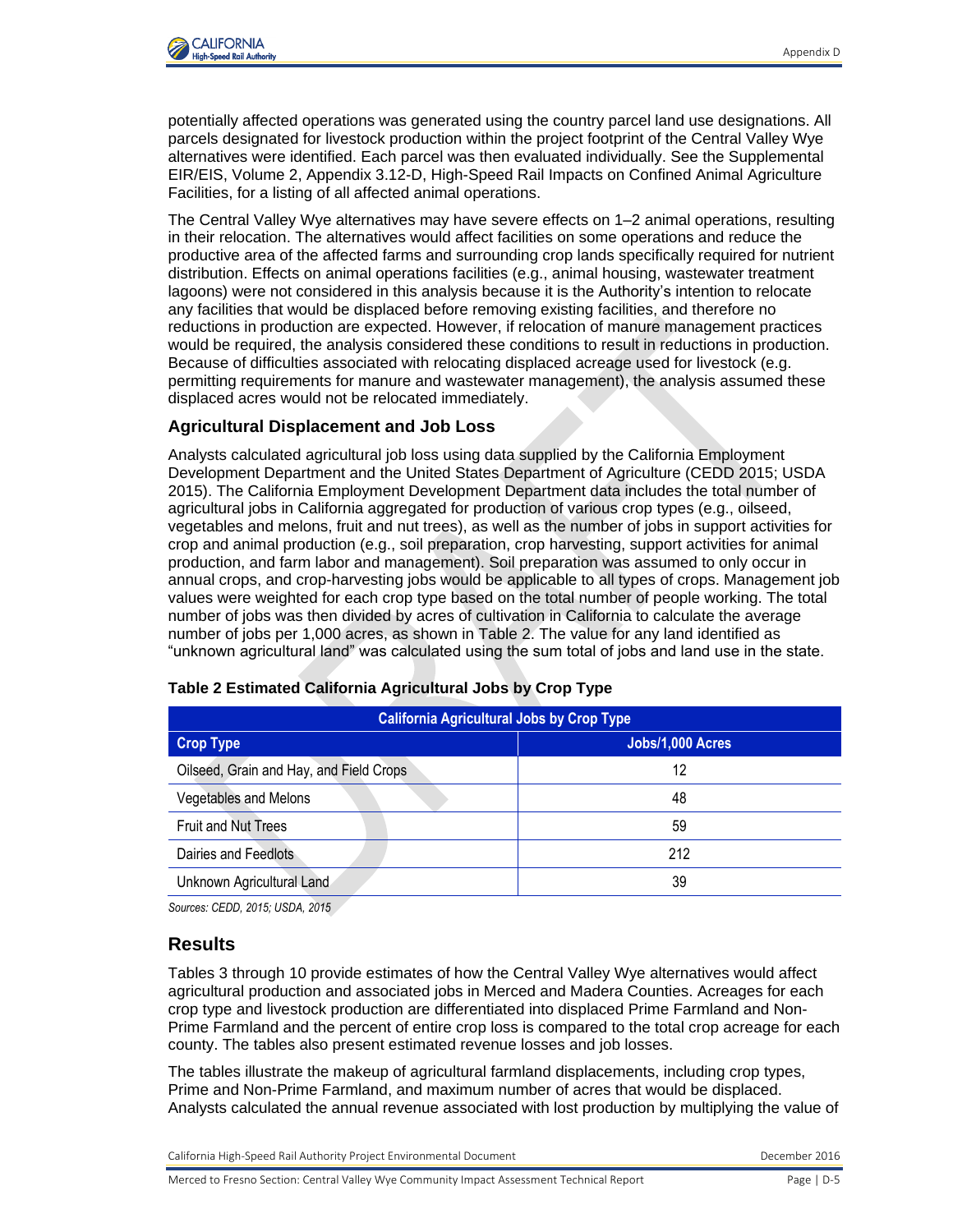potentially affected operations was generated using the country parcel land use designations. All parcels designated for livestock production within the project footprint of the Central Valley Wye alternatives were identified. Each parcel was then evaluated individually. See the Supplemental EIR/EIS, Volume 2, Appendix 3.12-D, High-Speed Rail Impacts on Confined Animal Agriculture Facilities, for a listing of all affected animal operations.

The Central Valley Wye alternatives may have severe effects on 1–2 animal operations, resulting in their relocation. The alternatives would affect facilities on some operations and reduce the productive area of the affected farms and surrounding crop lands specifically required for nutrient distribution. Effects on animal operations facilities (e.g., animal housing, wastewater treatment lagoons) were not considered in this analysis because it is the Authority's intention to relocate any facilities that would be displaced before removing existing facilities, and therefore no reductions in production are expected. However, if relocation of manure management practices would be required, the analysis considered these conditions to result in reductions in production. Because of difficulties associated with relocating displaced acreage used for livestock (e.g. permitting requirements for manure and wastewater management), the analysis assumed these displaced acres would not be relocated immediately.

### Agricultural Displacement and Job Loss

Analysts calculated agricultural job loss using data supplied by the California Employment Development Department and the United States Department of Agriculture (CEDD 2015; USDA 2015). The California Employment Development Department data includes the total number of agricultural jobs in California aggregated for production of various crop types (e.g., oilseed, vegetables and melons, fruit and nut trees), as well as the number of jobs in support activities for crop and animal production (e.g., soil preparation, crop harvesting, support activities for animal production, and farm labor and management). Soil preparation was assumed to only occur in annual crops, and crop-harvesting jobs would be applicable to all types of crops. Management job values were weighted for each crop type based on the total number of people working. The total number of jobs was then divided by acres of cultivation in California to calculate the average number of jobs per 1,000 acres, as shown in Table 2. The value for any land identified as "unknown agricultural land" was calculated using the sum total of jobs and land use in the state.

**Table 2 Estimated California Agricultural Jobs by Crop Type**

| California Agricultural Jobs by Crop Type | |
|---|---|
| **Crop Type** | **Jobs/1,000 Acres** |
| Oilseed, Grain and Hay, and Field Crops | 12 |
| Vegetables and Melons | 48 |
| Fruit and Nut Trees | 59 |
| Dairies and Feedlots | 212 |
| Unknown Agricultural Land | 39 |

*Sources: CEDD, 2015; USDA, 2015*

## Results

Tables 3 through 10 provide estimates of how the Central Valley Wye alternatives would affect agricultural production and associated jobs in Merced and Madera Counties. Acreages for each crop type and livestock production are differentiated into displaced Prime Farmland and Non-Prime Farmland and the percent of entire crop loss is compared to the total crop acreage for each county. The tables also present estimated revenue losses and job losses.

The tables illustrate the makeup of agricultural farmland displacements, including crop types, Prime and Non-Prime Farmland, and maximum number of acres that would be displaced. Analysts calculated the annual revenue associated with lost production by multiplying the value of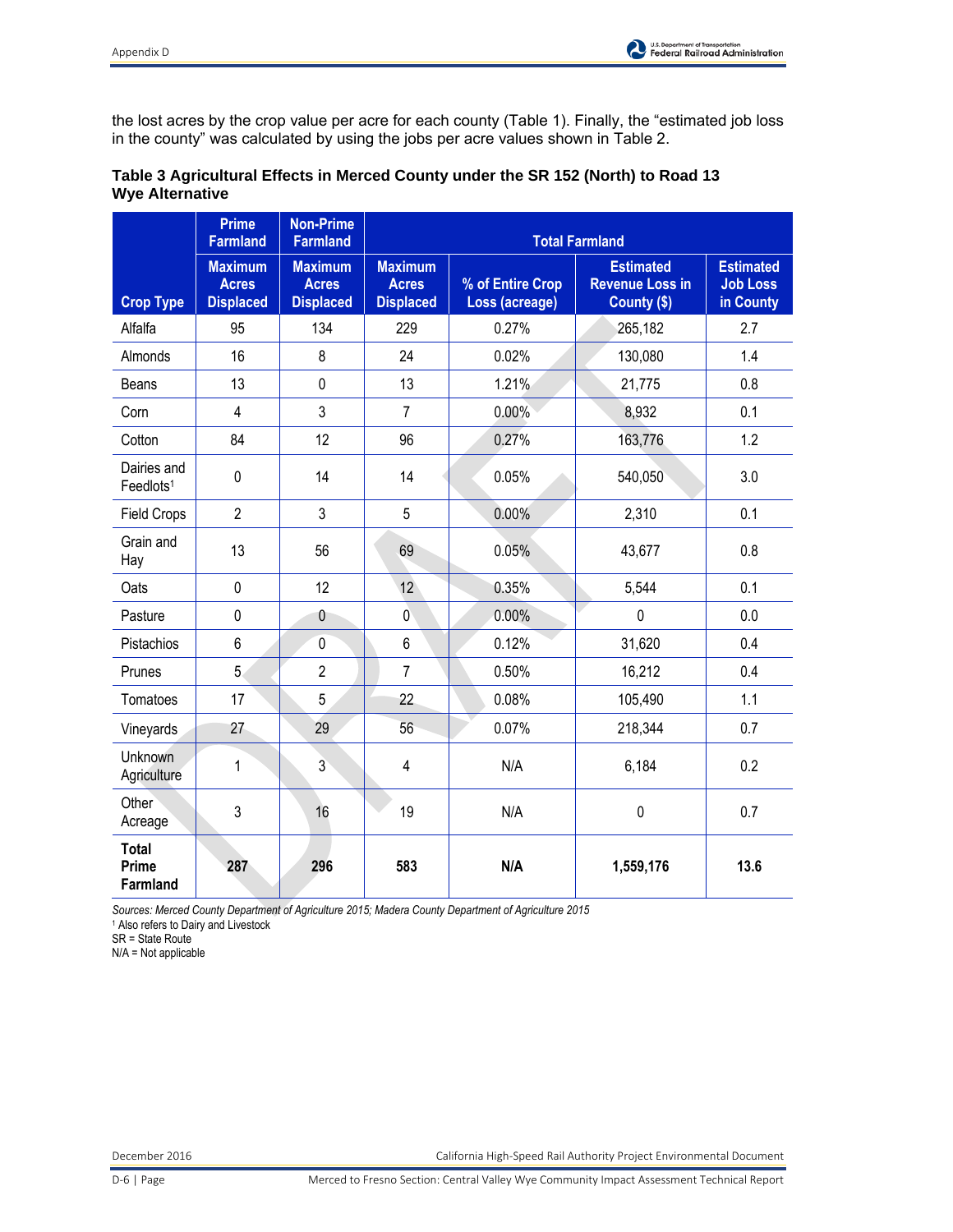the lost acres by the crop value per acre for each county (Table 1). Finally, the "estimated job loss in the county" was calculated by using the jobs per acre values shown in Table 2.

**Table 3 Agricultural Effects in Merced County under the SR 152 (North) to Road 13 Wye Alternative**

| | Prime Farmland | Non-Prime Farmland | Total Farmland | | | |
|---|---|---|---|---|---|---|
| Crop Type | Maximum Acres Displaced | Maximum Acres Displaced | Maximum Acres Displaced | % of Entire Crop Loss (acreage) | Estimated Revenue Loss in County ($) | Estimated Job Loss in County |
| Alfalfa | 95 | 134 | 229 | 0.27% | 265,182 | 2.7 |
| Almonds | 16 | 8 | 24 | 0.02% | 130,080 | 1.4 |
| Beans | 13 | 0 | 13 | 1.21% | 21,775 | 0.8 |
| Corn | 4 | 3 | 7 | 0.00% | 8,932 | 0.1 |
| Cotton | 84 | 12 | 96 | 0.27% | 163,776 | 1.2 |
| Dairies and Feedlots[1] | 0 | 14 | 14 | 0.05% | 540,050 | 3.0 |
| Field Crops | 2 | 3 | 5 | 0.00% | 2,310 | 0.1 |
| Grain and Hay | 13 | 56 | 69 | 0.05% | 43,677 | 0.8 |
| Oats | 0 | 12 | 12 | 0.35% | 5,544 | 0.1 |
| Pasture | 0 | 0 | 0 | 0.00% | 0 | 0.0 |
| Pistachios | 6 | 0 | 6 | 0.12% | 31,620 | 0.4 |
| Prunes | 5 | 2 | 7 | 0.50% | 16,212 | 0.4 |
| Tomatoes | 17 | 5 | 22 | 0.08% | 105,490 | 1.1 |
| Vineyards | 27 | 29 | 56 | 0.07% | 218,344 | 0.7 |
| Unknown Agriculture | 1 | 3 | 4 | N/A | 6,184 | 0.2 |
| Other Acreage | 3 | 16 | 19 | N/A | 0 | 0.7 |
| **Total Prime Farmland** | **287** | **296** | **583** | **N/A** | **1,559,176** | **13.6** |

*Sources: Merced County Department of Agriculture 2015; Madera County Department of Agriculture 2015*

[1] Also refers to Dairy and Livestock

SR = State Route

N/A = Not applicable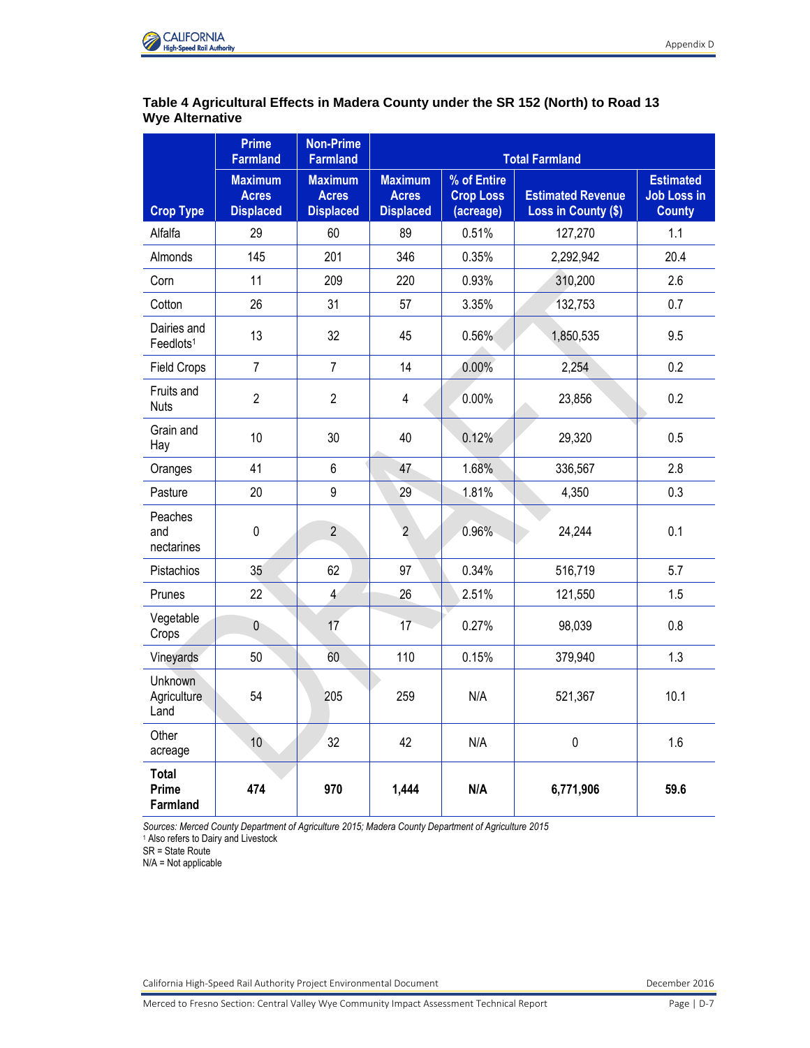**Table 4 Agricultural Effects in Madera County under the SR 152 (North) to Road 13 Wye Alternative**

| | Prime Farmland | Non-Prime Farmland | Total Farmland | | | |
|---|---|---|---|---|---|---|
| Crop Type | Maximum Acres Displaced | Maximum Acres Displaced | Maximum Acres Displaced | % of Entire Crop Loss (acreage) | Estimated Revenue Loss in County ($) | Estimated Job Loss in County |
| Alfalfa | 29 | 60 | 89 | 0.51% | 127,270 | 1.1 |
| Almonds | 145 | 201 | 346 | 0.35% | 2,292,942 | 20.4 |
| Corn | 11 | 209 | 220 | 0.93% | 310,200 | 2.6 |
| Cotton | 26 | 31 | 57 | 3.35% | 132,753 | 0.7 |
| Dairies and Feedlots[1] | 13 | 32 | 45 | 0.56% | 1,850,535 | 9.5 |
| Field Crops | 7 | 7 | 14 | 0.00% | 2,254 | 0.2 |
| Fruits and Nuts | 2 | 2 | 4 | 0.00% | 23,856 | 0.2 |
| Grain and Hay | 10 | 30 | 40 | 0.12% | 29,320 | 0.5 |
| Oranges | 41 | 6 | 47 | 1.68% | 336,567 | 2.8 |
| Pasture | 20 | 9 | 29 | 1.81% | 4,350 | 0.3 |
| Peaches and nectarines | 0 | 2 | 2 | 0.96% | 24,244 | 0.1 |
| Pistachios | 35 | 62 | 97 | 0.34% | 516,719 | 5.7 |
| Prunes | 22 | 4 | 26 | 2.51% | 121,550 | 1.5 |
| Vegetable Crops | 0 | 17 | 17 | 0.27% | 98,039 | 0.8 |
| Vineyards | 50 | 60 | 110 | 0.15% | 379,940 | 1.3 |
| Unknown Agriculture Land | 54 | 205 | 259 | N/A | 521,367 | 10.1 |
| Other acreage | 10 | 32 | 42 | N/A | 0 | 1.6 |
| **Total Prime Farmland** | **474** | **970** | **1,444** | **N/A** | **6,771,906** | **59.6** |

*Sources: Merced County Department of Agriculture 2015; Madera County Department of Agriculture 2015*

[1] Also refers to Dairy and Livestock

SR = State Route

N/A = Not applicable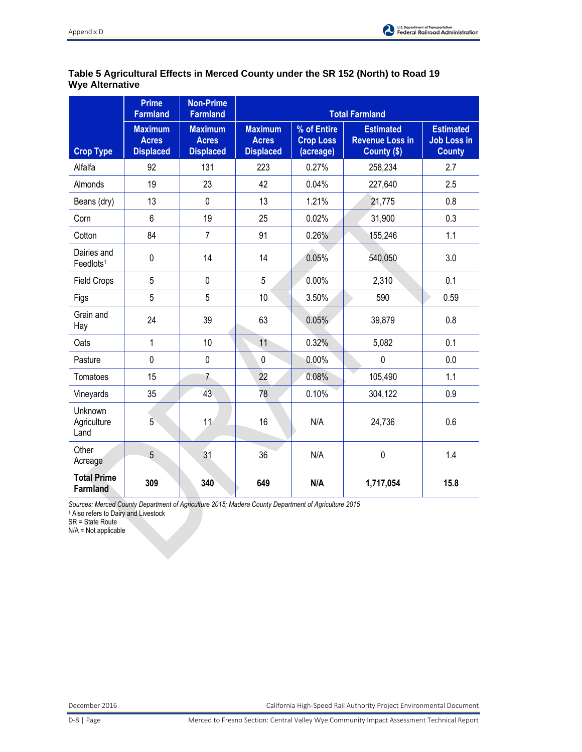**Table 5 Agricultural Effects in Merced County under the SR 152 (North) to Road 19 Wye Alternative**

| Crop Type | Prime Farmland | Non-Prime Farmland | Total Farmland | | | |
|---|---|---|---|---|---|---|
| | Maximum Acres Displaced | Maximum Acres Displaced | Maximum Acres Displaced | % of Entire Crop Loss (acreage) | Estimated Revenue Loss in County ($) | Estimated Job Loss in County |
| Alfalfa | 92 | 131 | 223 | 0.27% | 258,234 | 2.7 |
| Almonds | 19 | 23 | 42 | 0.04% | 227,640 | 2.5 |
| Beans (dry) | 13 | 0 | 13 | 1.21% | 21,775 | 0.8 |
| Corn | 6 | 19 | 25 | 0.02% | 31,900 | 0.3 |
| Cotton | 84 | 7 | 91 | 0.26% | 155,246 | 1.1 |
| Dairies and Feedlots[1] | 0 | 14 | 14 | 0.05% | 540,050 | 3.0 |
| Field Crops | 5 | 0 | 5 | 0.00% | 2,310 | 0.1 |
| Figs | 5 | 5 | 10 | 3.50% | 590 | 0.59 |
| Grain and Hay | 24 | 39 | 63 | 0.05% | 39,879 | 0.8 |
| Oats | 1 | 10 | 11 | 0.32% | 5,082 | 0.1 |
| Pasture | 0 | 0 | 0 | 0.00% | 0 | 0.0 |
| Tomatoes | 15 | 7 | 22 | 0.08% | 105,490 | 1.1 |
| Vineyards | 35 | 43 | 78 | 0.10% | 304,122 | 0.9 |
| Unknown Agriculture Land | 5 | 11 | 16 | N/A | 24,736 | 0.6 |
| Other Acreage | 5 | 31 | 36 | N/A | 0 | 1.4 |
| **Total Prime Farmland** | **309** | **340** | **649** | **N/A** | **1,717,054** | **15.8** |

*Sources: Merced County Department of Agriculture 2015; Madera County Department of Agriculture 2015*

[1] Also refers to Dairy and Livestock

SR = State Route

N/A = Not applicable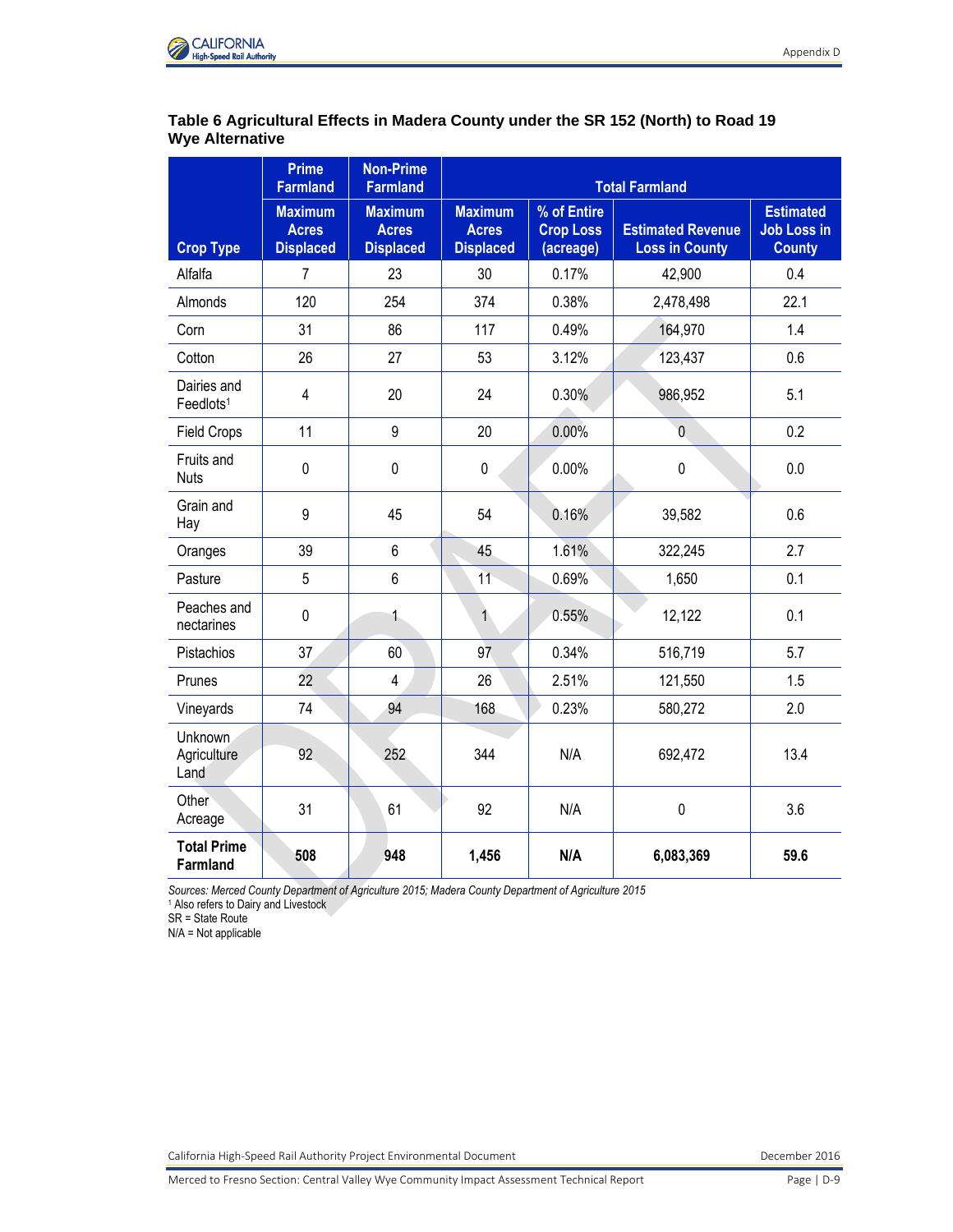**Table 6 Agricultural Effects in Madera County under the SR 152 (North) to Road 19 Wye Alternative**

| Crop Type | Prime Farmland | Non-Prime Farmland | Total Farmland | | | |
|---|---|---|---|---|---|---|
| | Maximum Acres Displaced | Maximum Acres Displaced | Maximum Acres Displaced | % of Entire Crop Loss (acreage) | Estimated Revenue Loss in County | Estimated Job Loss in County |
| Alfalfa | 7 | 23 | 30 | 0.17% | 42,900 | 0.4 |
| Almonds | 120 | 254 | 374 | 0.38% | 2,478,498 | 22.1 |
| Corn | 31 | 86 | 117 | 0.49% | 164,970 | 1.4 |
| Cotton | 26 | 27 | 53 | 3.12% | 123,437 | 0.6 |
| Dairies and Feedlots[1] | 4 | 20 | 24 | 0.30% | 986,952 | 5.1 |
| Field Crops | 11 | 9 | 20 | 0.00% | 0 | 0.2 |
| Fruits and Nuts | 0 | 0 | 0 | 0.00% | 0 | 0.0 |
| Grain and Hay | 9 | 45 | 54 | 0.16% | 39,582 | 0.6 |
| Oranges | 39 | 6 | 45 | 1.61% | 322,245 | 2.7 |
| Pasture | 5 | 6 | 11 | 0.69% | 1,650 | 0.1 |
| Peaches and nectarines | 0 | 1 | 1 | 0.55% | 12,122 | 0.1 |
| Pistachios | 37 | 60 | 97 | 0.34% | 516,719 | 5.7 |
| Prunes | 22 | 4 | 26 | 2.51% | 121,550 | 1.5 |
| Vineyards | 74 | 94 | 168 | 0.23% | 580,272 | 2.0 |
| Unknown Agriculture Land | 92 | 252 | 344 | N/A | 692,472 | 13.4 |
| Other Acreage | 31 | 61 | 92 | N/A | 0 | 3.6 |
| **Total Prime Farmland** | **508** | **948** | **1,456** | **N/A** | **6,083,369** | **59.6** |

*Sources: Merced County Department of Agriculture 2015; Madera County Department of Agriculture 2015*
[1] Also refers to Dairy and Livestock
SR = State Route
N/A = Not applicable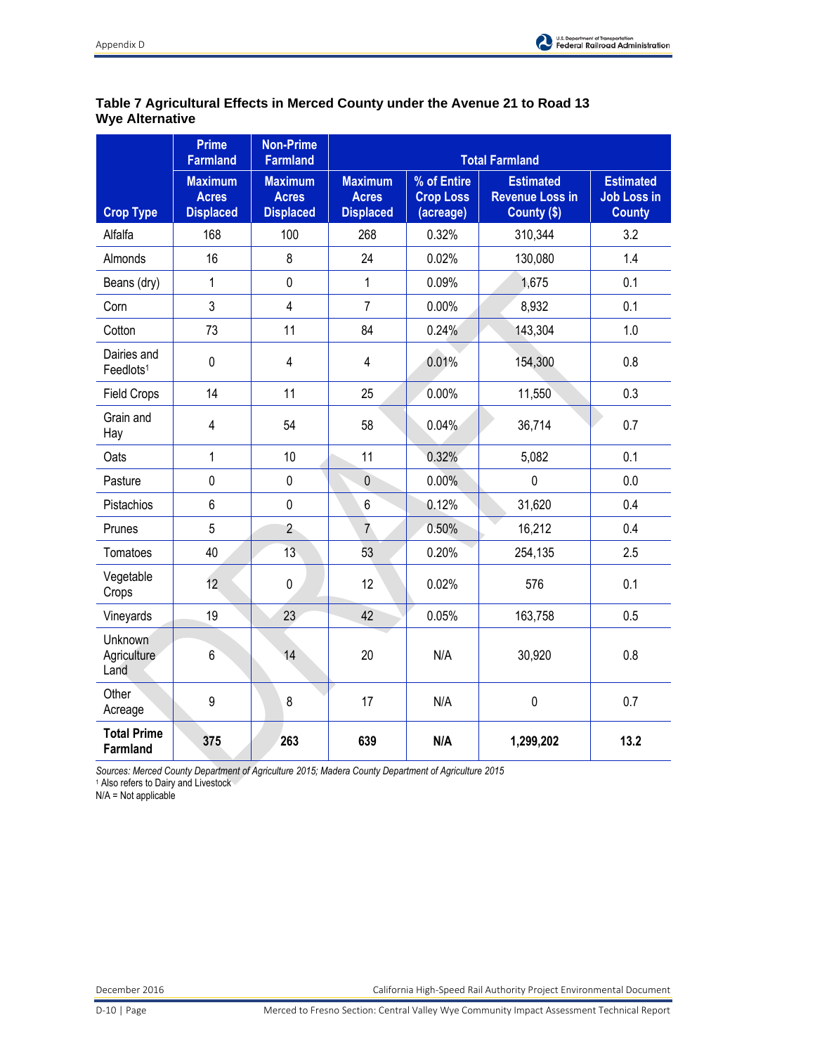**Table 7 Agricultural Effects in Merced County under the Avenue 21 to Road 13 Wye Alternative**

| | Prime Farmland | Non-Prime Farmland | Total Farmland | | | |
|---|---|---|---|---|---|---|
| Crop Type | Maximum Acres Displaced | Maximum Acres Displaced | Maximum Acres Displaced | % of Entire Crop Loss (acreage) | Estimated Revenue Loss in County ($) | Estimated Job Loss in County |
| Alfalfa | 168 | 100 | 268 | 0.32% | 310,344 | 3.2 |
| Almonds | 16 | 8 | 24 | 0.02% | 130,080 | 1.4 |
| Beans (dry) | 1 | 0 | 1 | 0.09% | 1,675 | 0.1 |
| Corn | 3 | 4 | 7 | 0.00% | 8,932 | 0.1 |
| Cotton | 73 | 11 | 84 | 0.24% | 143,304 | 1.0 |
| Dairies and Feedlots[1] | 0 | 4 | 4 | 0.01% | 154,300 | 0.8 |
| Field Crops | 14 | 11 | 25 | 0.00% | 11,550 | 0.3 |
| Grain and Hay | 4 | 54 | 58 | 0.04% | 36,714 | 0.7 |
| Oats | 1 | 10 | 11 | 0.32% | 5,082 | 0.1 |
| Pasture | 0 | 0 | 0 | 0.00% | 0 | 0.0 |
| Pistachios | 6 | 0 | 6 | 0.12% | 31,620 | 0.4 |
| Prunes | 5 | 2 | 7 | 0.50% | 16,212 | 0.4 |
| Tomatoes | 40 | 13 | 53 | 0.20% | 254,135 | 2.5 |
| Vegetable Crops | 12 | 0 | 12 | 0.02% | 576 | 0.1 |
| Vineyards | 19 | 23 | 42 | 0.05% | 163,758 | 0.5 |
| Unknown Agriculture Land | 6 | 14 | 20 | N/A | 30,920 | 0.8 |
| Other Acreage | 9 | 8 | 17 | N/A | 0 | 0.7 |
| **Total Prime Farmland** | **375** | **263** | **639** | **N/A** | **1,299,202** | **13.2** |

*Sources: Merced County Department of Agriculture 2015; Madera County Department of Agriculture 2015*
[1] Also refers to Dairy and Livestock
N/A = Not applicable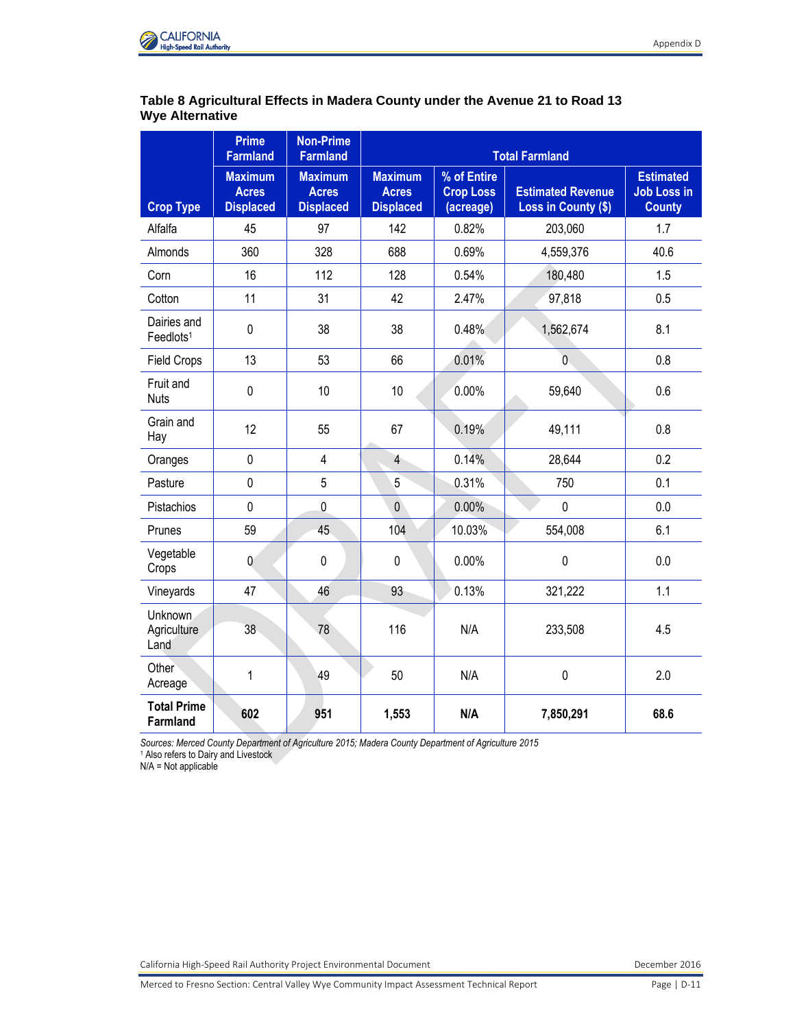**Table 8 Agricultural Effects in Madera County under the Avenue 21 to Road 13 Wye Alternative**

| Crop Type | Prime Farmland | Non-Prime Farmland | Total Farmland | | | |
|---|---|---|---|---|---|---|
| | Maximum Acres Displaced | Maximum Acres Displaced | Maximum Acres Displaced | % of Entire Crop Loss (acreage) | Estimated Revenue Loss in County ($) | Estimated Job Loss in County |
| Alfalfa | 45 | 97 | 142 | 0.82% | 203,060 | 1.7 |
| Almonds | 360 | 328 | 688 | 0.69% | 4,559,376 | 40.6 |
| Corn | 16 | 112 | 128 | 0.54% | 180,480 | 1.5 |
| Cotton | 11 | 31 | 42 | 2.47% | 97,818 | 0.5 |
| Dairies and Feedlots[1] | 0 | 38 | 38 | 0.48% | 1,562,674 | 8.1 |
| Field Crops | 13 | 53 | 66 | 0.01% | 0 | 0.8 |
| Fruit and Nuts | 0 | 10 | 10 | 0.00% | 59,640 | 0.6 |
| Grain and Hay | 12 | 55 | 67 | 0.19% | 49,111 | 0.8 |
| Oranges | 0 | 4 | 4 | 0.14% | 28,644 | 0.2 |
| Pasture | 0 | 5 | 5 | 0.31% | 750 | 0.1 |
| Pistachios | 0 | 0 | 0 | 0.00% | 0 | 0.0 |
| Prunes | 59 | 45 | 104 | 10.03% | 554,008 | 6.1 |
| Vegetable Crops | 0 | 0 | 0 | 0.00% | 0 | 0.0 |
| Vineyards | 47 | 46 | 93 | 0.13% | 321,222 | 1.1 |
| Unknown Agriculture Land | 38 | 78 | 116 | N/A | 233,508 | 4.5 |
| Other Acreage | 1 | 49 | 50 | N/A | 0 | 2.0 |
| **Total Prime Farmland** | **602** | **951** | **1,553** | **N/A** | **7,850,291** | **68.6** |

*Sources: Merced County Department of Agriculture 2015; Madera County Department of Agriculture 2015*
[1] Also refers to Dairy and Livestock
N/A = Not applicable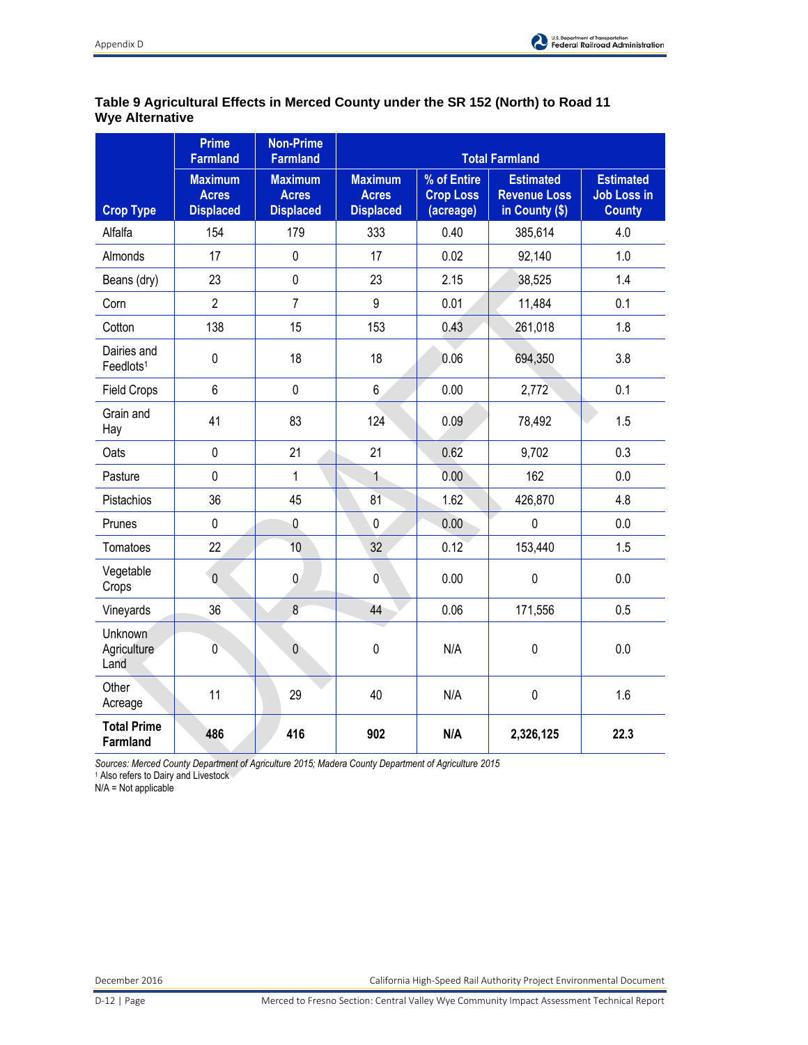**Table 9 Agricultural Effects in Merced County under the SR 152 (North) to Road 11 Wye Alternative**

| Crop Type | Prime Farmland | Non-Prime Farmland | Total Farmland | | | |
|---|---|---|---|---|---|---|
| | Maximum Acres Displaced | Maximum Acres Displaced | Maximum Acres Displaced | % of Entire Crop Loss (acreage) | Estimated Revenue Loss in County ($) | Estimated Job Loss in County |
| Alfalfa | 154 | 179 | 333 | 0.40 | 385,614 | 4.0 |
| Almonds | 17 | 0 | 17 | 0.02 | 92,140 | 1.0 |
| Beans (dry) | 23 | 0 | 23 | 2.15 | 38,525 | 1.4 |
| Corn | 2 | 7 | 9 | 0.01 | 11,484 | 0.1 |
| Cotton | 138 | 15 | 153 | 0.43 | 261,018 | 1.8 |
| Dairies and Feedlots[1] | 0 | 18 | 18 | 0.06 | 694,350 | 3.8 |
| Field Crops | 6 | 0 | 6 | 0.00 | 2,772 | 0.1 |
| Grain and Hay | 41 | 83 | 124 | 0.09 | 78,492 | 1.5 |
| Oats | 0 | 21 | 21 | 0.62 | 9,702 | 0.3 |
| Pasture | 0 | 1 | 1 | 0.00 | 162 | 0.0 |
| Pistachios | 36 | 45 | 81 | 1.62 | 426,870 | 4.8 |
| Prunes | 0 | 0 | 0 | 0.00 | 0 | 0.0 |
| Tomatoes | 22 | 10 | 32 | 0.12 | 153,440 | 1.5 |
| Vegetable Crops | 0 | 0 | 0 | 0.00 | 0 | 0.0 |
| Vineyards | 36 | 8 | 44 | 0.06 | 171,556 | 0.5 |
| Unknown Agriculture Land | 0 | 0 | 0 | N/A | 0 | 0.0 |
| Other Acreage | 11 | 29 | 40 | N/A | 0 | 1.6 |
| **Total Prime Farmland** | **486** | **416** | **902** | **N/A** | **2,326,125** | **22.3** |

*Sources: Merced County Department of Agriculture 2015; Madera County Department of Agriculture 2015*

[1] Also refers to Dairy and Livestock

N/A = Not applicable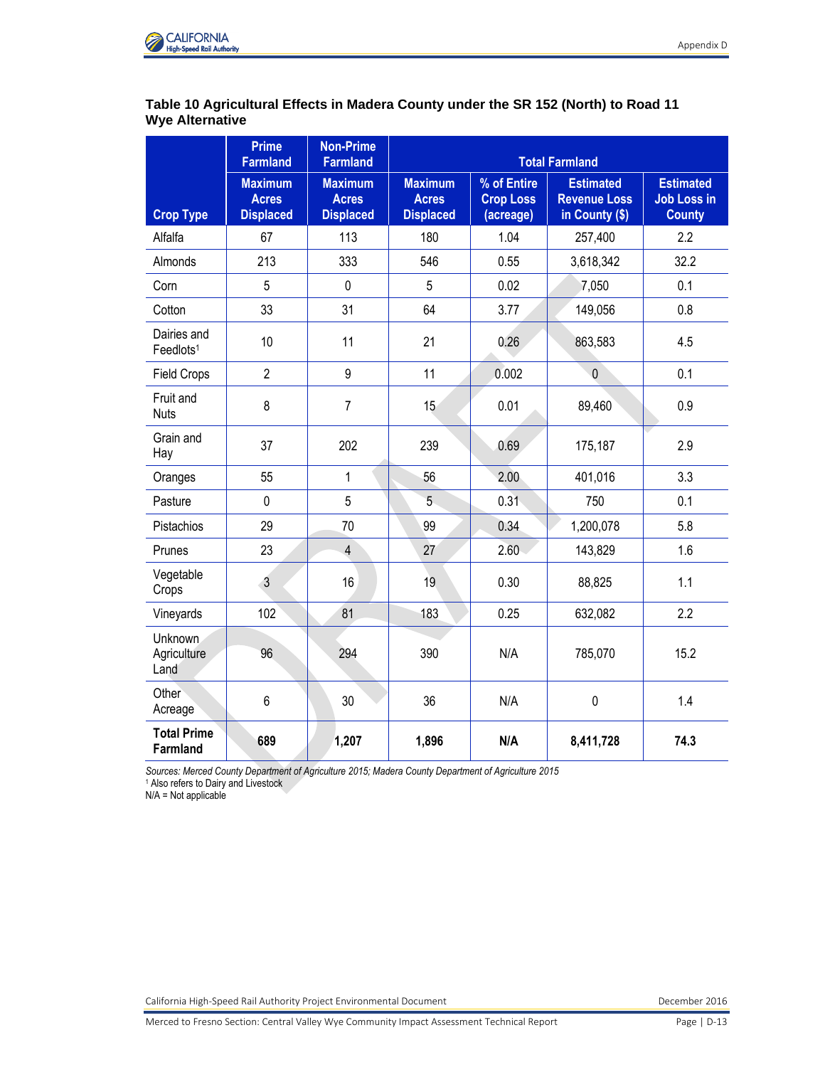**Table 10 Agricultural Effects in Madera County under the SR 152 (North) to Road 11 Wye Alternative**

| | Prime Farmland | Non-Prime Farmland | Total Farmland | | | |
|---|---|---|---|---|---|---|
| Crop Type | Maximum Acres Displaced | Maximum Acres Displaced | Maximum Acres Displaced | % of Entire Crop Loss (acreage) | Estimated Revenue Loss in County ($) | Estimated Job Loss in County |
| Alfalfa | 67 | 113 | 180 | 1.04 | 257,400 | 2.2 |
| Almonds | 213 | 333 | 546 | 0.55 | 3,618,342 | 32.2 |
| Corn | 5 | 0 | 5 | 0.02 | 7,050 | 0.1 |
| Cotton | 33 | 31 | 64 | 3.77 | 149,056 | 0.8 |
| Dairies and Feedlots[1] | 10 | 11 | 21 | 0.26 | 863,583 | 4.5 |
| Field Crops | 2 | 9 | 11 | 0.002 | 0 | 0.1 |
| Fruit and Nuts | 8 | 7 | 15 | 0.01 | 89,460 | 0.9 |
| Grain and Hay | 37 | 202 | 239 | 0.69 | 175,187 | 2.9 |
| Oranges | 55 | 1 | 56 | 2.00 | 401,016 | 3.3 |
| Pasture | 0 | 5 | 5 | 0.31 | 750 | 0.1 |
| Pistachios | 29 | 70 | 99 | 0.34 | 1,200,078 | 5.8 |
| Prunes | 23 | 4 | 27 | 2.60 | 143,829 | 1.6 |
| Vegetable Crops | 3 | 16 | 19 | 0.30 | 88,825 | 1.1 |
| Vineyards | 102 | 81 | 183 | 0.25 | 632,082 | 2.2 |
| Unknown Agriculture Land | 96 | 294 | 390 | N/A | 785,070 | 15.2 |
| Other Acreage | 6 | 30 | 36 | N/A | 0 | 1.4 |
| **Total Prime Farmland** | **689** | **1,207** | **1,896** | **N/A** | **8,411,728** | **74.3** |

*Sources: Merced County Department of Agriculture 2015; Madera County Department of Agriculture 2015*
[1] Also refers to Dairy and Livestock
N/A = Not applicable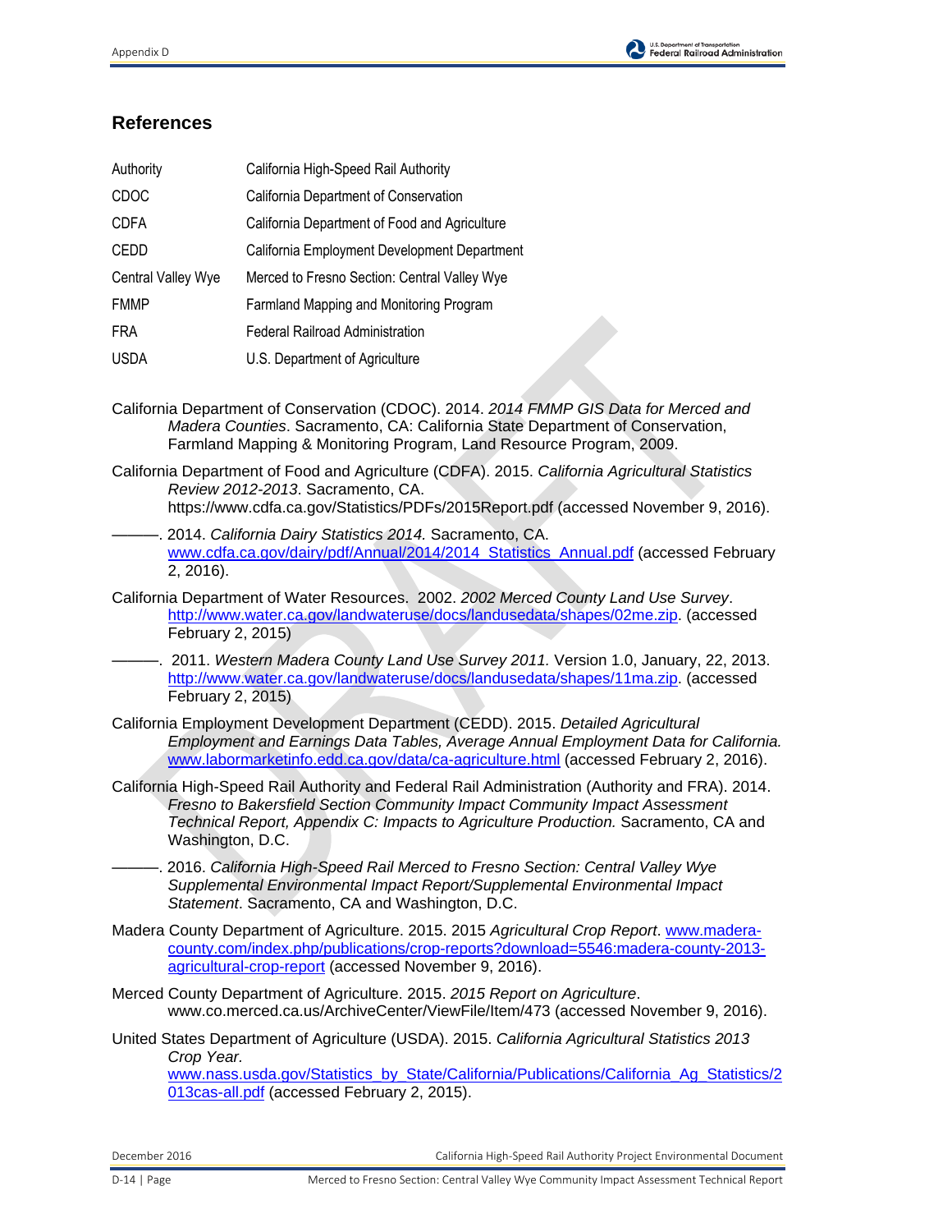## References

| | |
|---|---|
| Authority | California High-Speed Rail Authority |
| CDOC | California Department of Conservation |
| CDFA | California Department of Food and Agriculture |
| CEDD | California Employment Development Department |
| Central Valley Wye | Merced to Fresno Section: Central Valley Wye |
| FMMP | Farmland Mapping and Monitoring Program |
| FRA | Federal Railroad Administration |
| USDA | U.S. Department of Agriculture |

California Department of Conservation (CDOC). 2014. *2014 FMMP GIS Data for Merced and Madera Counties*. Sacramento, CA: California State Department of Conservation, Farmland Mapping & Monitoring Program, Land Resource Program, 2009.

California Department of Food and Agriculture (CDFA). 2015. *California Agricultural Statistics Review 2012-2013*. Sacramento, CA. https://www.cdfa.ca.gov/Statistics/PDFs/2015Report.pdf (accessed November 9, 2016).

———. 2014. *California Dairy Statistics 2014.* Sacramento, CA. www.cdfa.ca.gov/dairy/pdf/Annual/2014/2014_Statistics_Annual.pdf (accessed February 2, 2016).

California Department of Water Resources. 2002. *2002 Merced County Land Use Survey*. http://www.water.ca.gov/landwateruse/docs/landusedata/shapes/02me.zip. (accessed February 2, 2015)

———. 2011. *Western Madera County Land Use Survey 2011.* Version 1.0, January, 22, 2013. http://www.water.ca.gov/landwateruse/docs/landusedata/shapes/11ma.zip. (accessed February 2, 2015)

California Employment Development Department (CEDD). 2015. *Detailed Agricultural Employment and Earnings Data Tables, Average Annual Employment Data for California.* www.labormarketinfo.edd.ca.gov/data/ca-agriculture.html (accessed February 2, 2016).

California High-Speed Rail Authority and Federal Rail Administration (Authority and FRA). 2014. *Fresno to Bakersfield Section Community Impact Community Impact Assessment Technical Report, Appendix C: Impacts to Agriculture Production.* Sacramento, CA and Washington, D.C.

———. 2016. *California High-Speed Rail Merced to Fresno Section: Central Valley Wye Supplemental Environmental Impact Report/Supplemental Environmental Impact Statement*. Sacramento, CA and Washington, D.C.

Madera County Department of Agriculture. 2015. 2015 *Agricultural Crop Report*. www.madera-county.com/index.php/publications/crop-reports?download=5546:madera-county-2013-agricultural-crop-report (accessed November 9, 2016).

Merced County Department of Agriculture. 2015. *2015 Report on Agriculture*. www.co.merced.ca.us/ArchiveCenter/ViewFile/Item/473 (accessed November 9, 2016).

United States Department of Agriculture (USDA). 2015. *California Agricultural Statistics 2013 Crop Year.* www.nass.usda.gov/Statistics_by_State/California/Publications/California_Ag_Statistics/2013cas-all.pdf (accessed February 2, 2015).